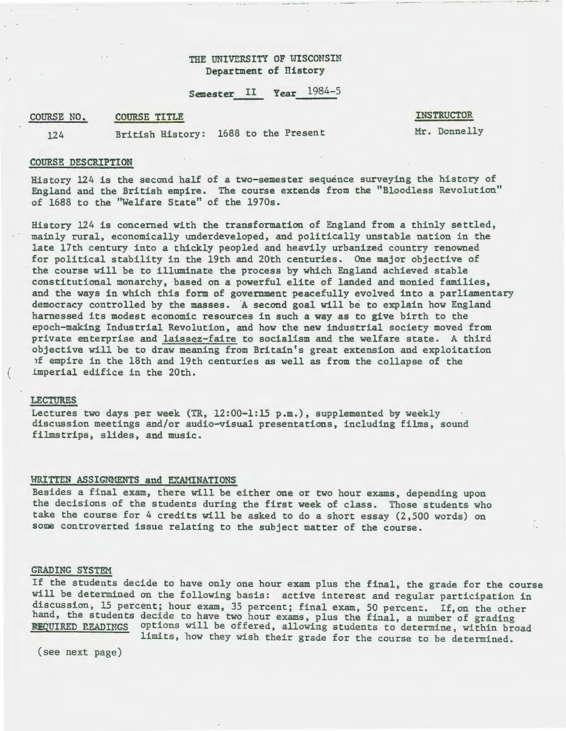# THE UNIVERSITY OF WISCONSIN
## Department of History

Semester II Year 1984-5

| COURSE NO. | COURSE TITLE | INSTRUCTOR |
|---|---|---|
| 124 | British History: 1688 to the Present | Mr. Donnelly |

### COURSE DESCRIPTION

History 124 is the second half of a two-semester sequence surveying the history of England and the British empire. The course extends from the "Bloodless Revolution" of 1688 to the "Welfare State" of the 1970s.

History 124 is concerned with the transformation of England from a thinly settled, mainly rural, economically underdeveloped, and politically unstable nation in the late 17th century into a thickly peopled and heavily urbanized country renowned for political stability in the 19th and 20th centuries. One major objective of the course will be to illuminate the process by which England achieved stable constitutional monarchy, based on a powerful elite of landed and monied families, and the ways in which this form of government peacefully evolved into a parliamentary democracy controlled by the masses. A second goal will be to explain how England harnessed its modest economic resources in such a way as to give birth to the epoch-making Industrial Revolution, and how the new industrial society moved from private enterprise and laissez-faire to socialism and the welfare state. A third objective will be to draw meaning from Britain's great extension and exploitation of empire in the 18th and 19th centuries as well as from the collapse of the imperial edifice in the 20th.

### LECTURES

Lectures two days per week (TR, 12:00-1:15 p.m.), supplemented by weekly discussion meetings and/or audio-visual presentations, including films, sound filmstrips, slides, and music.

### WRITTEN ASSIGNMENTS and EXAMINATIONS

Besides a final exam, there will be either one or two hour exams, depending upon the decisions of the students during the first week of class. Those students who take the course for 4 credits will be asked to do a short essay (2,500 words) on some controverted issue relating to the subject matter of the course.

### GRADING SYSTEM

If the students decide to have only one hour exam plus the final, the grade for the course will be determined on the following basis: active interest and regular participation in discussion, 15 percent; hour exam, 35 percent; final exam, 50 percent. If, on the other hand, the students decide to have two hour exams, plus the final, a number of grading options will be offered, allowing students to determine, within broad limits, how they wish their grade for the course to be determined.

### REQUIRED READINGS

(see next page)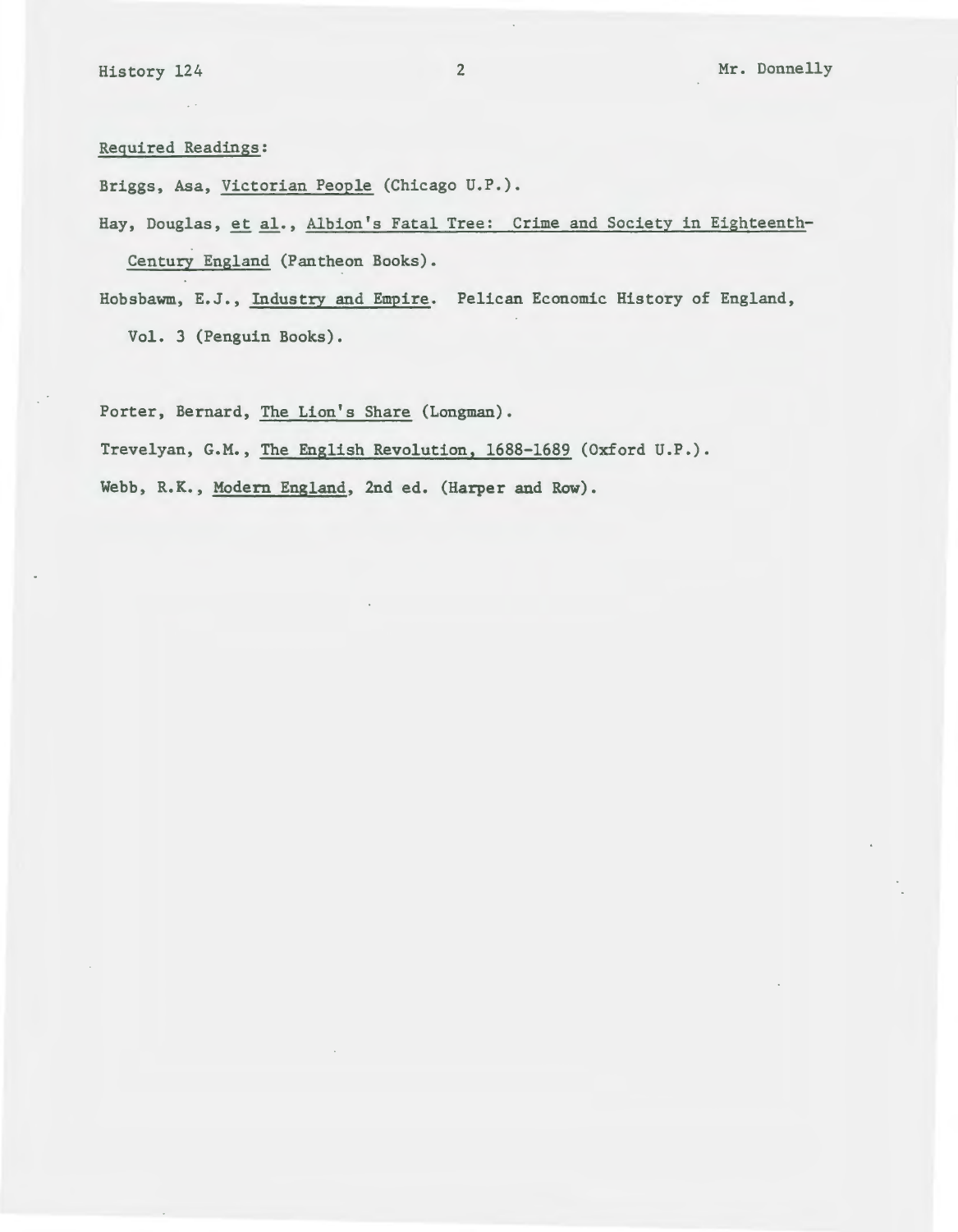Required Readings:

Briggs, Asa, Victorian People (Chicago U.P.).

Hay, Douglas, et al., Albion's Fatal Tree: Crime and Society in Eighteenth-Century England (Pantheon Books).

Hobsbawm, E.J., Industry and Empire. Pelican Economic History of England, Vol. 3 (Penguin Books).

Porter, Bernard, The Lion's Share (Longman).

Trevelyan, G.M., The English Revolution, 1688-1689 (Oxford U.P.).

Webb, R.K., Modern England, 2nd ed. (Harper and Row).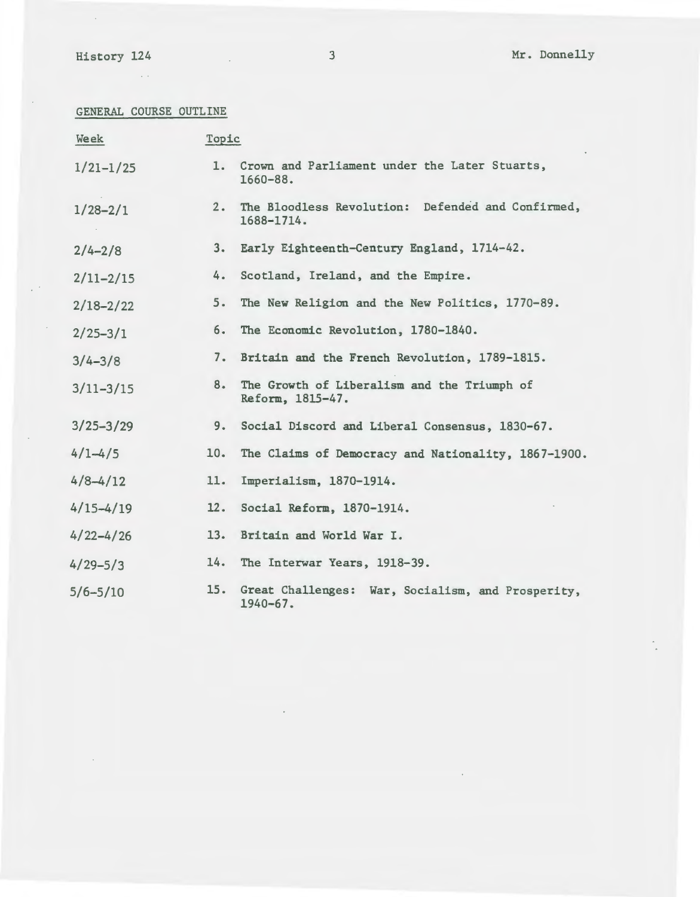## GENERAL COURSE OUTLINE

| Week | Topic |
| --- | --- |
| 1/21–1/25 | 1. Crown and Parliament under the Later Stuarts, 1660–88. |
| 1/28–2/1 | 2. The Bloodless Revolution: Defended and Confirmed, 1688–1714. |
| 2/4–2/8 | 3. Early Eighteenth-Century England, 1714–42. |
| 2/11–2/15 | 4. Scotland, Ireland, and the Empire. |
| 2/18–2/22 | 5. The New Religion and the New Politics, 1770–89. |
| 2/25–3/1 | 6. The Economic Revolution, 1780–1840. |
| 3/4–3/8 | 7. Britain and the French Revolution, 1789–1815. |
| 3/11–3/15 | 8. The Growth of Liberalism and the Triumph of Reform, 1815–47. |
| 3/25–3/29 | 9. Social Discord and Liberal Consensus, 1830–67. |
| 4/1–4/5 | 10. The Claims of Democracy and Nationality, 1867–1900. |
| 4/8–4/12 | 11. Imperialism, 1870–1914. |
| 4/15–4/19 | 12. Social Reform, 1870–1914. |
| 4/22–4/26 | 13. Britain and World War I. |
| 4/29–5/3 | 14. The Interwar Years, 1918–39. |
| 5/6–5/10 | 15. Great Challenges: War, Socialism, and Prosperity, 1940–67. |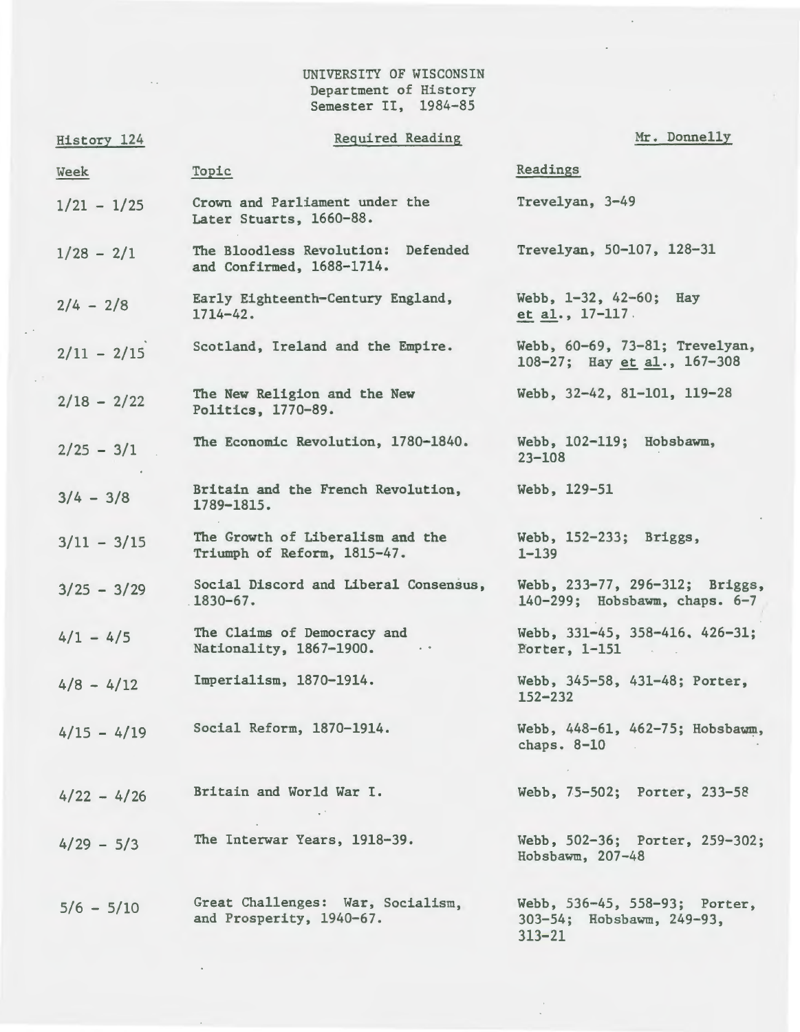UNIVERSITY OF WISCONSIN
Department of History
Semester II, 1984-85

History 124 — Required Reading — Mr. Donnelly

| Week | Topic | Readings |
|---|---|---|
| 1/21 - 1/25 | Crown and Parliament under the Later Stuarts, 1660-88. | Trevelyan, 3-49 |
| 1/28 - 2/1 | The Bloodless Revolution: Defended and Confirmed, 1688-1714. | Trevelyan, 50-107, 128-31 |
| 2/4 - 2/8 | Early Eighteenth-Century England, 1714-42. | Webb, 1-32, 42-60; Hay et al., 17-117 |
| 2/11 - 2/15 | Scotland, Ireland and the Empire. | Webb, 60-69, 73-81; Trevelyan, 108-27; Hay et al., 167-308 |
| 2/18 - 2/22 | The New Religion and the New Politics, 1770-89. | Webb, 32-42, 81-101, 119-28 |
| 2/25 - 3/1 | The Economic Revolution, 1780-1840. | Webb, 102-119; Hobsbawm, 23-108 |
| 3/4 - 3/8 | Britain and the French Revolution, 1789-1815. | Webb, 129-51 |
| 3/11 - 3/15 | The Growth of Liberalism and the Triumph of Reform, 1815-47. | Webb, 152-233; Briggs, 1-139 |
| 3/25 - 3/29 | Social Discord and Liberal Consensus, 1830-67. | Webb, 233-77, 296-312; Briggs, 140-299; Hobsbawm, chaps. 6-7 |
| 4/1 - 4/5 | The Claims of Democracy and Nationality, 1867-1900. | Webb, 331-45, 358-416, 426-31; Porter, 1-151 |
| 4/8 - 4/12 | Imperialism, 1870-1914. | Webb, 345-58, 431-48; Porter, 152-232 |
| 4/15 - 4/19 | Social Reform, 1870-1914. | Webb, 448-61, 462-75; Hobsbawm, chaps. 8-10 |
| 4/22 - 4/26 | Britain and World War I. | Webb, 75-502; Porter, 233-58 |
| 4/29 - 5/3 | The Interwar Years, 1918-39. | Webb, 502-36; Porter, 259-302; Hobsbawm, 207-48 |
| 5/6 - 5/10 | Great Challenges: War, Socialism, and Prosperity, 1940-67. | Webb, 536-45, 558-93; Porter, 303-54; Hobsbawm, 249-93, 313-21 |